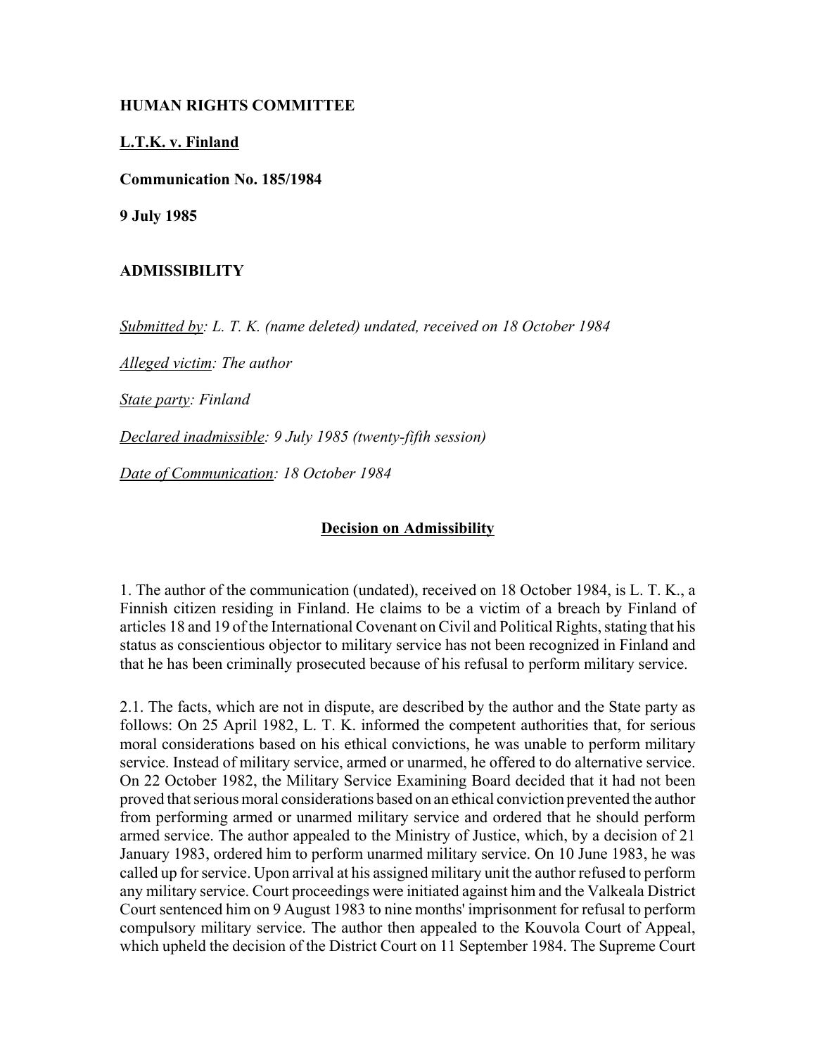**HUMAN RIGHTS COMMITTEE**

**L.T.K. v. Finland**

**Communication No. 185/1984**

**9 July 1985**

**ADMISSIBILITY**

*Submitted by: L. T. K. (name deleted) undated, received on 18 October 1984*

*Alleged victim: The author*

*State party: Finland*

*Declared inadmissible: 9 July 1985 (twenty-fifth session)*

*Date of Communication: 18 October 1984*

## Decision on Admissibility

1. The author of the communication (undated), received on 18 October 1984, is L. T. K., a Finnish citizen residing in Finland. He claims to be a victim of a breach by Finland of articles 18 and 19 of the International Covenant on Civil and Political Rights, stating that his status as conscientious objector to military service has not been recognized in Finland and that he has been criminally prosecuted because of his refusal to perform military service.

2.1. The facts, which are not in dispute, are described by the author and the State party as follows: On 25 April 1982, L. T. K. informed the competent authorities that, for serious moral considerations based on his ethical convictions, he was unable to perform military service. Instead of military service, armed or unarmed, he offered to do alternative service. On 22 October 1982, the Military Service Examining Board decided that it had not been proved that serious moral considerations based on an ethical conviction prevented the author from performing armed or unarmed military service and ordered that he should perform armed service. The author appealed to the Ministry of Justice, which, by a decision of 21 January 1983, ordered him to perform unarmed military service. On 10 June 1983, he was called up for service. Upon arrival at his assigned military unit the author refused to perform any military service. Court proceedings were initiated against him and the Valkeala District Court sentenced him on 9 August 1983 to nine months' imprisonment for refusal to perform compulsory military service. The author then appealed to the Kouvola Court of Appeal, which upheld the decision of the District Court on 11 September 1984. The Supreme Court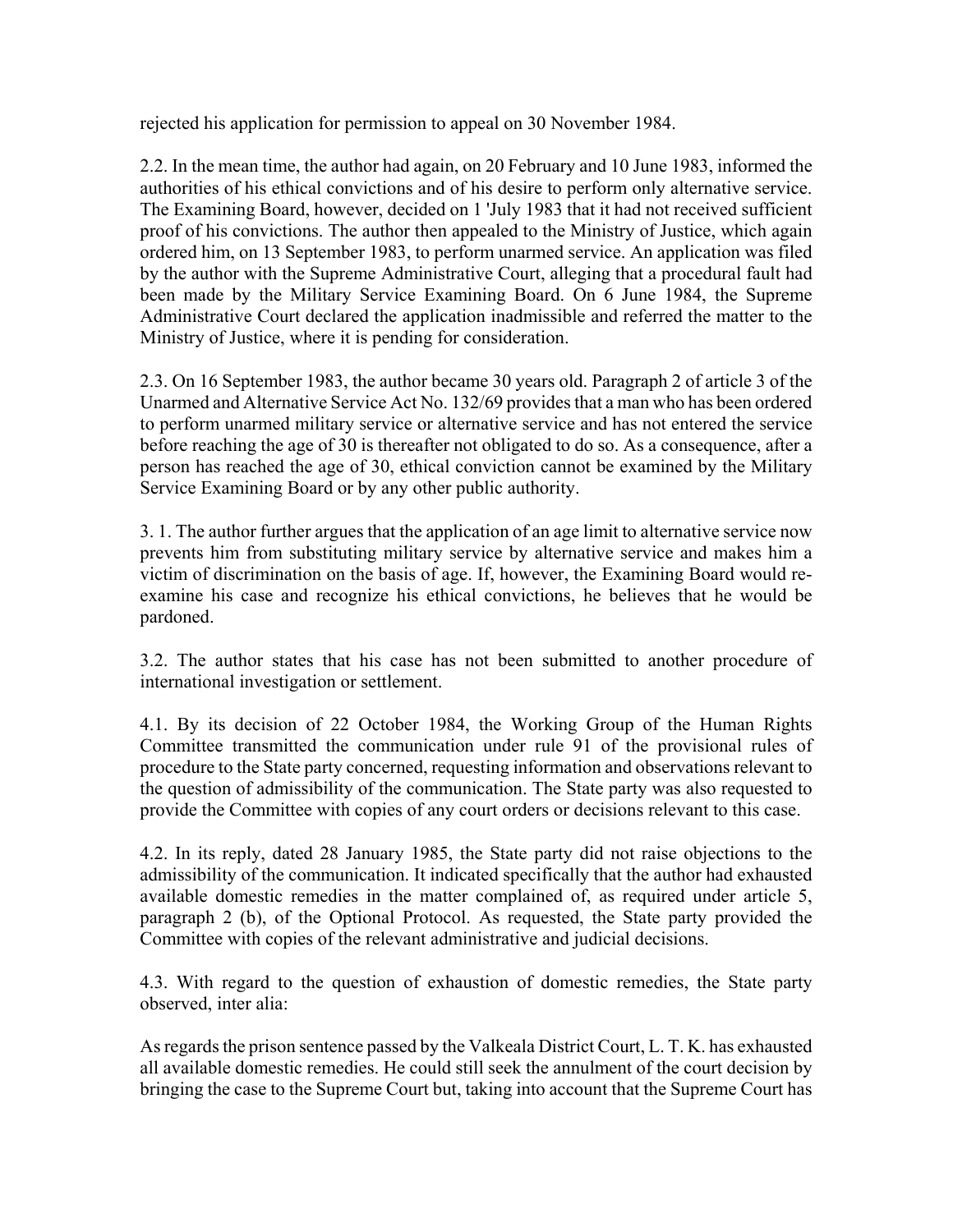rejected his application for permission to appeal on 30 November 1984.

2.2. In the mean time, the author had again, on 20 February and 10 June 1983, informed the authorities of his ethical convictions and of his desire to perform only alternative service. The Examining Board, however, decided on 1 'July 1983 that it had not received sufficient proof of his convictions. The author then appealed to the Ministry of Justice, which again ordered him, on 13 September 1983, to perform unarmed service. An application was filed by the author with the Supreme Administrative Court, alleging that a procedural fault had been made by the Military Service Examining Board. On 6 June 1984, the Supreme Administrative Court declared the application inadmissible and referred the matter to the Ministry of Justice, where it is pending for consideration.

2.3. On 16 September 1983, the author became 30 years old. Paragraph 2 of article 3 of the Unarmed and Alternative Service Act No. 132/69 provides that a man who has been ordered to perform unarmed military service or alternative service and has not entered the service before reaching the age of 30 is thereafter not obligated to do so. As a consequence, after a person has reached the age of 30, ethical conviction cannot be examined by the Military Service Examining Board or by any other public authority.

3. 1. The author further argues that the application of an age limit to alternative service now prevents him from substituting military service by alternative service and makes him a victim of discrimination on the basis of age. If, however, the Examining Board would re-examine his case and recognize his ethical convictions, he believes that he would be pardoned.

3.2. The author states that his case has not been submitted to another procedure of international investigation or settlement.

4.1. By its decision of 22 October 1984, the Working Group of the Human Rights Committee transmitted the communication under rule 91 of the provisional rules of procedure to the State party concerned, requesting information and observations relevant to the question of admissibility of the communication. The State party was also requested to provide the Committee with copies of any court orders or decisions relevant to this case.

4.2. In its reply, dated 28 January 1985, the State party did not raise objections to the admissibility of the communication. It indicated specifically that the author had exhausted available domestic remedies in the matter complained of, as required under article 5, paragraph 2 (b), of the Optional Protocol. As requested, the State party provided the Committee with copies of the relevant administrative and judicial decisions.

4.3. With regard to the question of exhaustion of domestic remedies, the State party observed, inter alia:

As regards the prison sentence passed by the Valkeala District Court, L. T. K. has exhausted all available domestic remedies. He could still seek the annulment of the court decision by bringing the case to the Supreme Court but, taking into account that the Supreme Court has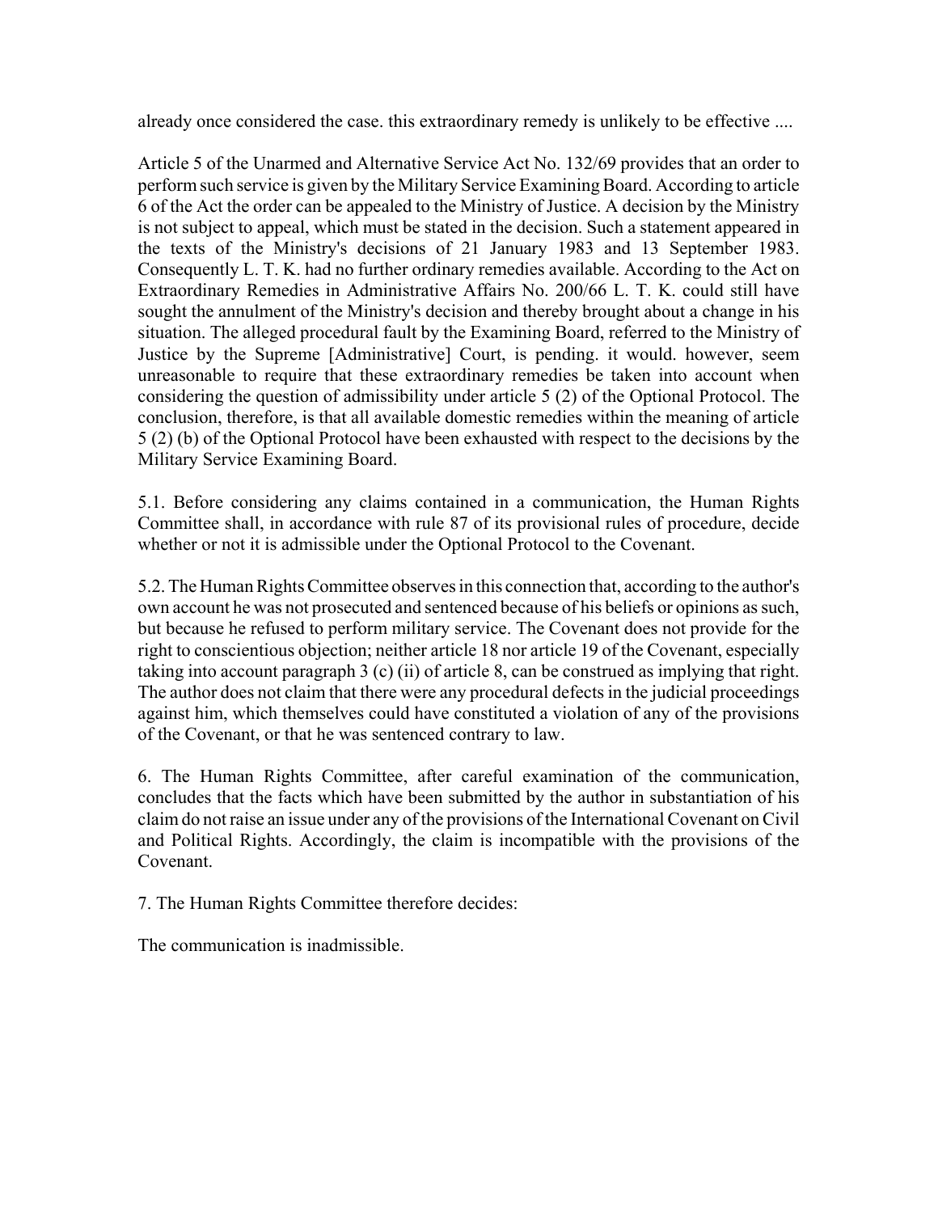already once considered the case. this extraordinary remedy is unlikely to be effective ....

Article 5 of the Unarmed and Alternative Service Act No. 132/69 provides that an order to perform such service is given by the Military Service Examining Board. According to article 6 of the Act the order can be appealed to the Ministry of Justice. A decision by the Ministry is not subject to appeal, which must be stated in the decision. Such a statement appeared in the texts of the Ministry's decisions of 21 January 1983 and 13 September 1983. Consequently L. T. K. had no further ordinary remedies available. According to the Act on Extraordinary Remedies in Administrative Affairs No. 200/66 L. T. K. could still have sought the annulment of the Ministry's decision and thereby brought about a change in his situation. The alleged procedural fault by the Examining Board, referred to the Ministry of Justice by the Supreme [Administrative] Court, is pending. it would. however, seem unreasonable to require that these extraordinary remedies be taken into account when considering the question of admissibility under article 5 (2) of the Optional Protocol. The conclusion, therefore, is that all available domestic remedies within the meaning of article 5 (2) (b) of the Optional Protocol have been exhausted with respect to the decisions by the Military Service Examining Board.

5.1. Before considering any claims contained in a communication, the Human Rights Committee shall, in accordance with rule 87 of its provisional rules of procedure, decide whether or not it is admissible under the Optional Protocol to the Covenant.

5.2. The Human Rights Committee observes in this connection that, according to the author's own account he was not prosecuted and sentenced because of his beliefs or opinions as such, but because he refused to perform military service. The Covenant does not provide for the right to conscientious objection; neither article 18 nor article 19 of the Covenant, especially taking into account paragraph 3 (c) (ii) of article 8, can be construed as implying that right. The author does not claim that there were any procedural defects in the judicial proceedings against him, which themselves could have constituted a violation of any of the provisions of the Covenant, or that he was sentenced contrary to law.

6. The Human Rights Committee, after careful examination of the communication, concludes that the facts which have been submitted by the author in substantiation of his claim do not raise an issue under any of the provisions of the International Covenant on Civil and Political Rights. Accordingly, the claim is incompatible with the provisions of the Covenant.

7. The Human Rights Committee therefore decides:

The communication is inadmissible.